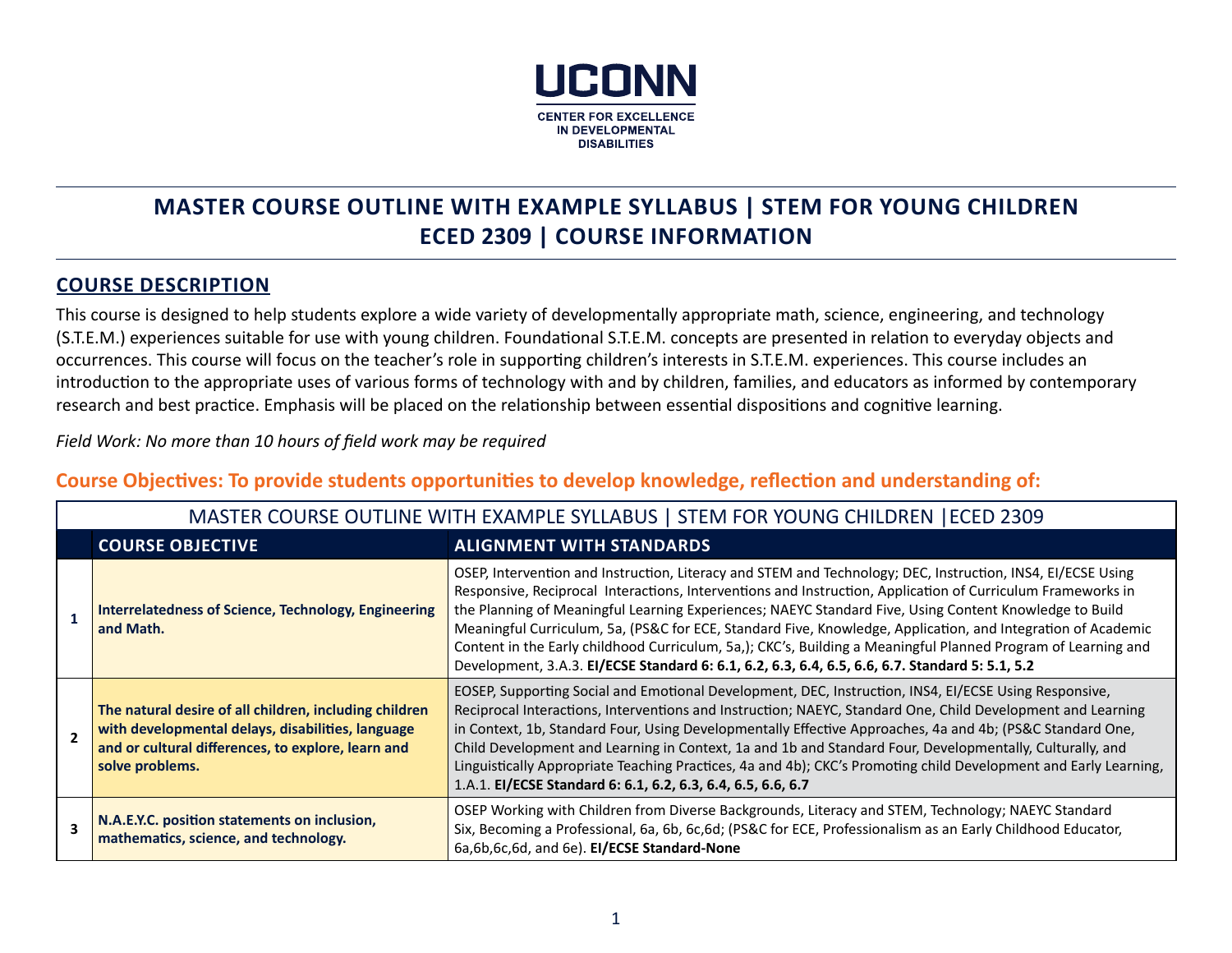UCONN

CENTER FOR EXCELLENCE IN DEVELOPMENTAL DISABILITIES

# MASTER COURSE OUTLINE WITH EXAMPLE SYLLABUS | STEM FOR YOUNG CHILDREN
# ECED 2309 | COURSE INFORMATION

## COURSE DESCRIPTION

This course is designed to help students explore a wide variety of developmentally appropriate math, science, engineering, and technology (S.T.E.M.) experiences suitable for use with young children. Foundational S.T.E.M. concepts are presented in relation to everyday objects and occurrences. This course will focus on the teacher's role in supporting children's interests in S.T.E.M. experiences. This course includes an introduction to the appropriate uses of various forms of technology with and by children, families, and educators as informed by contemporary research and best practice. Emphasis will be placed on the relationship between essential dispositions and cognitive learning.

*Field Work: No more than 10 hours of field work may be required*

### Course Objectives: To provide students opportunities to develop knowledge, reflection and understanding of:

MASTER COURSE OUTLINE WITH EXAMPLE SYLLABUS | STEM FOR YOUNG CHILDREN |ECED 2309

| | COURSE OBJECTIVE | ALIGNMENT WITH STANDARDS |
|---|---|---|
| 1 | **Interrelatedness of Science, Technology, Engineering and Math.** | OSEP, Intervention and Instruction, Literacy and STEM and Technology; DEC, Instruction, INS4, EI/ECSE Using Responsive, Reciprocal Interactions, Interventions and Instruction, Application of Curriculum Frameworks in the Planning of Meaningful Learning Experiences; NAEYC Standard Five, Using Content Knowledge to Build Meaningful Curriculum, 5a, (PS&C for ECE, Standard Five, Knowledge, Application, and Integration of Academic Content in the Early childhood Curriculum, 5a,); CKC's, Building a Meaningful Planned Program of Learning and Development, 3.A.3. **EI/ECSE Standard 6: 6.1, 6.2, 6.3, 6.4, 6.5, 6.6, 6.7. Standard 5: 5.1, 5.2** |
| 2 | **The natural desire of all children, including children with developmental delays, disabilities, language and or cultural differences, to explore, learn and solve problems.** | EOSEP, Supporting Social and Emotional Development, DEC, Instruction, INS4, EI/ECSE Using Responsive, Reciprocal Interactions, Interventions and Instruction; NAEYC, Standard One, Child Development and Learning in Context, 1b, Standard Four, Using Developmentally Effective Approaches, 4a and 4b; (PS&C Standard One, Child Development and Learning in Context, 1a and 1b and Standard Four, Developmentally, Culturally, and Linguistically Appropriate Teaching Practices, 4a and 4b); CKC's Promoting child Development and Early Learning, 1.A.1. **EI/ECSE Standard 6: 6.1, 6.2, 6.3, 6.4, 6.5, 6.6, 6.7** |
| 3 | **N.A.E.Y.C. position statements on inclusion, mathematics, science, and technology.** | OSEP Working with Children from Diverse Backgrounds, Literacy and STEM, Technology; NAEYC Standard Six, Becoming a Professional, 6a, 6b, 6c,6d; (PS&C for ECE, Professionalism as an Early Childhood Educator, 6a,6b,6c,6d, and 6e). **EI/ECSE Standard-None** |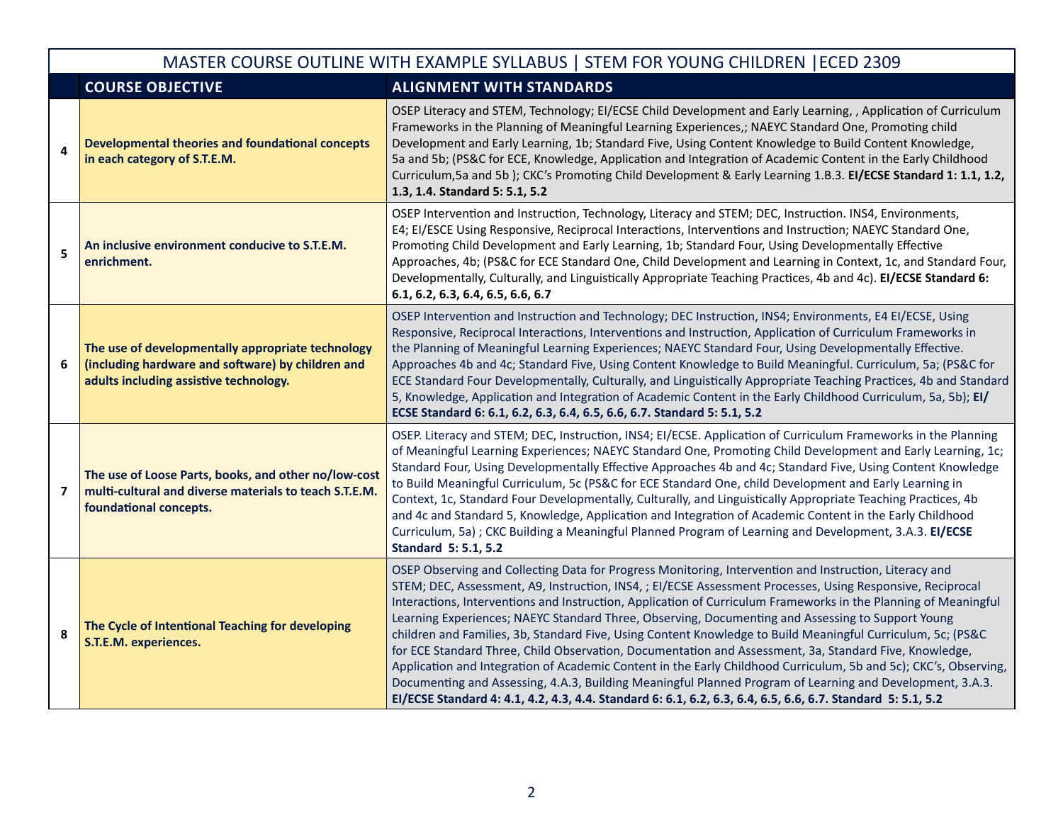| MASTER COURSE OUTLINE WITH EXAMPLE SYLLABUS \| STEM FOR YOUNG CHILDREN \|ECED 2309 | | |
|---|---|---|
| | **COURSE OBJECTIVE** | **ALIGNMENT WITH STANDARDS** |
| **4** | **Developmental theories and foundational concepts in each category of S.T.E.M.** | OSEP Literacy and STEM, Technology; EI/ECSE Child Development and Early Learning, , Application of Curriculum Frameworks in the Planning of Meaningful Learning Experiences,; NAEYC Standard One, Promoting child Development and Early Learning, 1b; Standard Five, Using Content Knowledge to Build Content Knowledge, 5a and 5b; (PS&C for ECE, Knowledge, Application and Integration of Academic Content in the Early Childhood Curriculum,5a and 5b ); CKC's Promoting Child Development & Early Learning 1.B.3. **EI/ECSE Standard 1: 1.1, 1.2, 1.3, 1.4. Standard 5: 5.1, 5.2** |
| **5** | **An inclusive environment conducive to S.T.E.M. enrichment.** | OSEP Intervention and Instruction, Technology, Literacy and STEM; DEC, Instruction. INS4, Environments, E4; EI/ESCE Using Responsive, Reciprocal Interactions, Interventions and Instruction; NAEYC Standard One, Promoting Child Development and Early Learning, 1b; Standard Four, Using Developmentally Effective Approaches, 4b; (PS&C for ECE Standard One, Child Development and Learning in Context, 1c, and Standard Four, Developmentally, Culturally, and Linguistically Appropriate Teaching Practices, 4b and 4c). **EI/ECSE Standard 6: 6.1, 6.2, 6.3, 6.4, 6.5, 6.6, 6.7** |
| **6** | **The use of developmentally appropriate technology (including hardware and software) by children and adults including assistive technology.** | OSEP Intervention and Instruction and Technology; DEC Instruction, INS4; Environments, E4 EI/ECSE, Using Responsive, Reciprocal Interactions, Interventions and Instruction, Application of Curriculum Frameworks in the Planning of Meaningful Learning Experiences; NAEYC Standard Four, Using Developmentally Effective. Approaches 4b and 4c; Standard Five, Using Content Knowledge to Build Meaningful. Curriculum, 5a; (PS&C for ECE Standard Four Developmentally, Culturally, and Linguistically Appropriate Teaching Practices, 4b and Standard 5, Knowledge, Application and Integration of Academic Content in the Early Childhood Curriculum, 5a, 5b); **EI/ ECSE Standard 6: 6.1, 6.2, 6.3, 6.4, 6.5, 6.6, 6.7. Standard 5: 5.1, 5.2** |
| **7** | **The use of Loose Parts, books, and other no/low-cost multi-cultural and diverse materials to teach S.T.E.M. foundational concepts.** | OSEP. Literacy and STEM; DEC, Instruction, INS4; EI/ECSE. Application of Curriculum Frameworks in the Planning of Meaningful Learning Experiences; NAEYC Standard One, Promoting Child Development and Early Learning, 1c; Standard Four, Using Developmentally Effective Approaches 4b and 4c; Standard Five, Using Content Knowledge to Build Meaningful Curriculum, 5c (PS&C for ECE Standard One, child Development and Early Learning in Context, 1c, Standard Four Developmentally, Culturally, and Linguistically Appropriate Teaching Practices, 4b and 4c and Standard 5, Knowledge, Application and Integration of Academic Content in the Early Childhood Curriculum, 5a) ; CKC Building a Meaningful Planned Program of Learning and Development, 3.A.3. **EI/ECSE Standard 5: 5.1, 5.2** |
| **8** | **The Cycle of Intentional Teaching for developing S.T.E.M. experiences.** | OSEP Observing and Collecting Data for Progress Monitoring, Intervention and Instruction, Literacy and STEM; DEC, Assessment, A9, Instruction, INS4, ; EI/ECSE Assessment Processes, Using Responsive, Reciprocal Interactions, Interventions and Instruction, Application of Curriculum Frameworks in the Planning of Meaningful Learning Experiences; NAEYC Standard Three, Observing, Documenting and Assessing to Support Young children and Families, 3b, Standard Five, Using Content Knowledge to Build Meaningful Curriculum, 5c; (PS&C for ECE Standard Three, Child Observation, Documentation and Assessment, 3a, Standard Five, Knowledge, Application and Integration of Academic Content in the Early Childhood Curriculum, 5b and 5c); CKC's, Observing, Documenting and Assessing, 4.A.3, Building Meaningful Planned Program of Learning and Development, 3.A.3. **EI/ECSE Standard 4: 4.1, 4.2, 4.3, 4.4. Standard 6: 6.1, 6.2, 6.3, 6.4, 6.5, 6.6, 6.7. Standard 5: 5.1, 5.2** |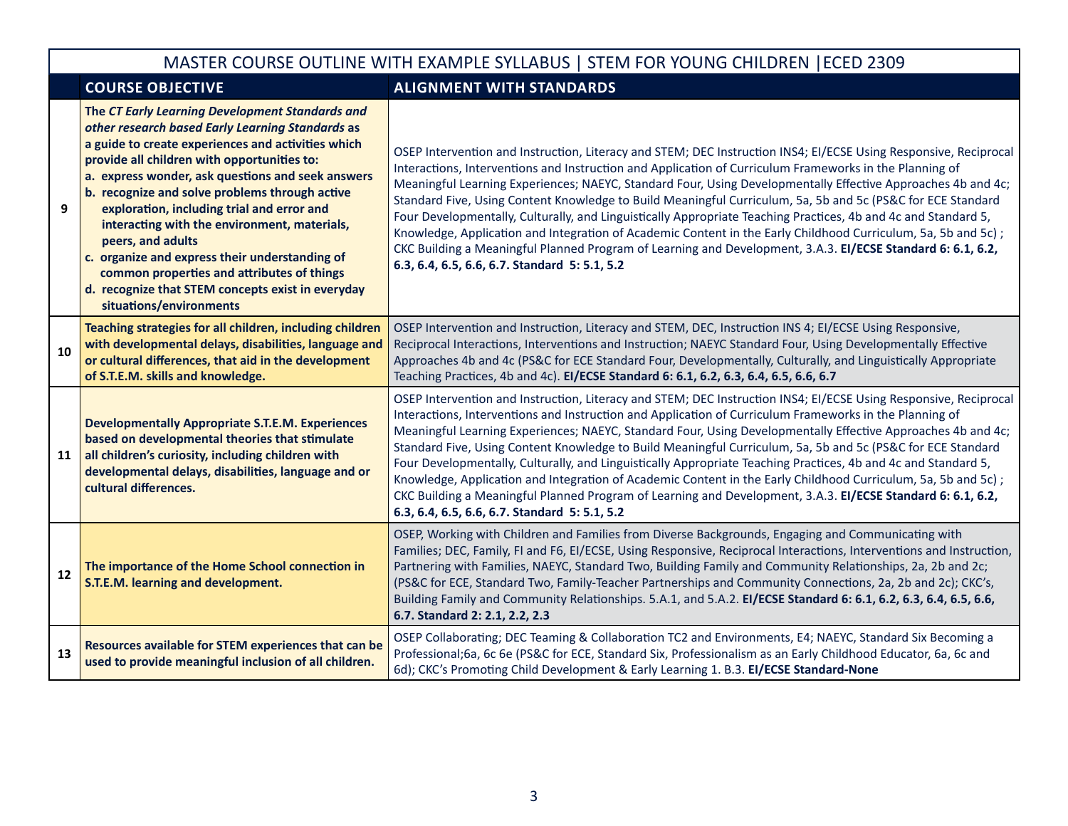| | MASTER COURSE OUTLINE WITH EXAMPLE SYLLABUS \| STEM FOR YOUNG CHILDREN \|ECED 2309 | |
|---|---|---|
| | **COURSE OBJECTIVE** | **ALIGNMENT WITH STANDARDS** |
| **9** | **The *CT Early Learning Development Standards and other research based Early Learning Standards* as a guide to create experiences and activities which provide all children with opportunities to:**<br>**a. express wonder, ask questions and seek answers**<br>**b. recognize and solve problems through active exploration, including trial and error and interacting with the environment, materials, peers, and adults**<br>**c. organize and express their understanding of common properties and attributes of things**<br>**d. recognize that STEM concepts exist in everyday situations/environments** | OSEP Intervention and Instruction, Literacy and STEM; DEC Instruction INS4; EI/ECSE Using Responsive, Reciprocal Interactions, Interventions and Instruction and Application of Curriculum Frameworks in the Planning of Meaningful Learning Experiences; NAEYC, Standard Four, Using Developmentally Effective Approaches 4b and 4c; Standard Five, Using Content Knowledge to Build Meaningful Curriculum, 5a, 5b and 5c (PS&C for ECE Standard Four Developmentally, Culturally, and Linguistically Appropriate Teaching Practices, 4b and 4c and Standard 5, Knowledge, Application and Integration of Academic Content in the Early Childhood Curriculum, 5a, 5b and 5c) ; CKC Building a Meaningful Planned Program of Learning and Development, 3.A.3. **EI/ECSE Standard 6: 6.1, 6.2, 6.3, 6.4, 6.5, 6.6, 6.7. Standard 5: 5.1, 5.2** |
| **10** | **Teaching strategies for all children, including children with developmental delays, disabilities, language and or cultural differences, that aid in the development of S.T.E.M. skills and knowledge.** | OSEP Intervention and Instruction, Literacy and STEM, DEC, Instruction INS 4; EI/ECSE Using Responsive, Reciprocal Interactions, Interventions and Instruction; NAEYC Standard Four, Using Developmentally Effective Approaches 4b and 4c (PS&C for ECE Standard Four, Developmentally, Culturally, and Linguistically Appropriate Teaching Practices, 4b and 4c). **EI/ECSE Standard 6: 6.1, 6.2, 6.3, 6.4, 6.5, 6.6, 6.7** |
| **11** | **Developmentally Appropriate S.T.E.M. Experiences based on developmental theories that stimulate all children's curiosity, including children with developmental delays, disabilities, language and or cultural differences.** | OSEP Intervention and Instruction, Literacy and STEM; DEC Instruction INS4; EI/ECSE Using Responsive, Reciprocal Interactions, Interventions and Instruction and Application of Curriculum Frameworks in the Planning of Meaningful Learning Experiences; NAEYC, Standard Four, Using Developmentally Effective Approaches 4b and 4c; Standard Five, Using Content Knowledge to Build Meaningful Curriculum, 5a, 5b and 5c (PS&C for ECE Standard Four Developmentally, Culturally, and Linguistically Appropriate Teaching Practices, 4b and 4c and Standard 5, Knowledge, Application and Integration of Academic Content in the Early Childhood Curriculum, 5a, 5b and 5c) ; CKC Building a Meaningful Planned Program of Learning and Development, 3.A.3. **EI/ECSE Standard 6: 6.1, 6.2, 6.3, 6.4, 6.5, 6.6, 6.7. Standard 5: 5.1, 5.2** |
| **12** | **The importance of the Home School connection in S.T.E.M. learning and development.** | OSEP, Working with Children and Families from Diverse Backgrounds, Engaging and Communicating with Families; DEC, Family, FI and F6, EI/ECSE, Using Responsive, Reciprocal Interactions, Interventions and Instruction, Partnering with Families, NAEYC, Standard Two, Building Family and Community Relationships, 2a, 2b and 2c; (PS&C for ECE, Standard Two, Family-Teacher Partnerships and Community Connections, 2a, 2b and 2c); CKC's, Building Family and Community Relationships. 5.A.1, and 5.A.2. **EI/ECSE Standard 6: 6.1, 6.2, 6.3, 6.4, 6.5, 6.6, 6.7. Standard 2: 2.1, 2.2, 2.3** |
| **13** | **Resources available for STEM experiences that can be used to provide meaningful inclusion of all children.** | OSEP Collaborating; DEC Teaming & Collaboration TC2 and Environments, E4; NAEYC, Standard Six Becoming a Professional;6a, 6c 6e (PS&C for ECE, Standard Six, Professionalism as an Early Childhood Educator, 6a, 6c and 6d); CKC's Promoting Child Development & Early Learning 1. B.3. **EI/ECSE Standard-None** |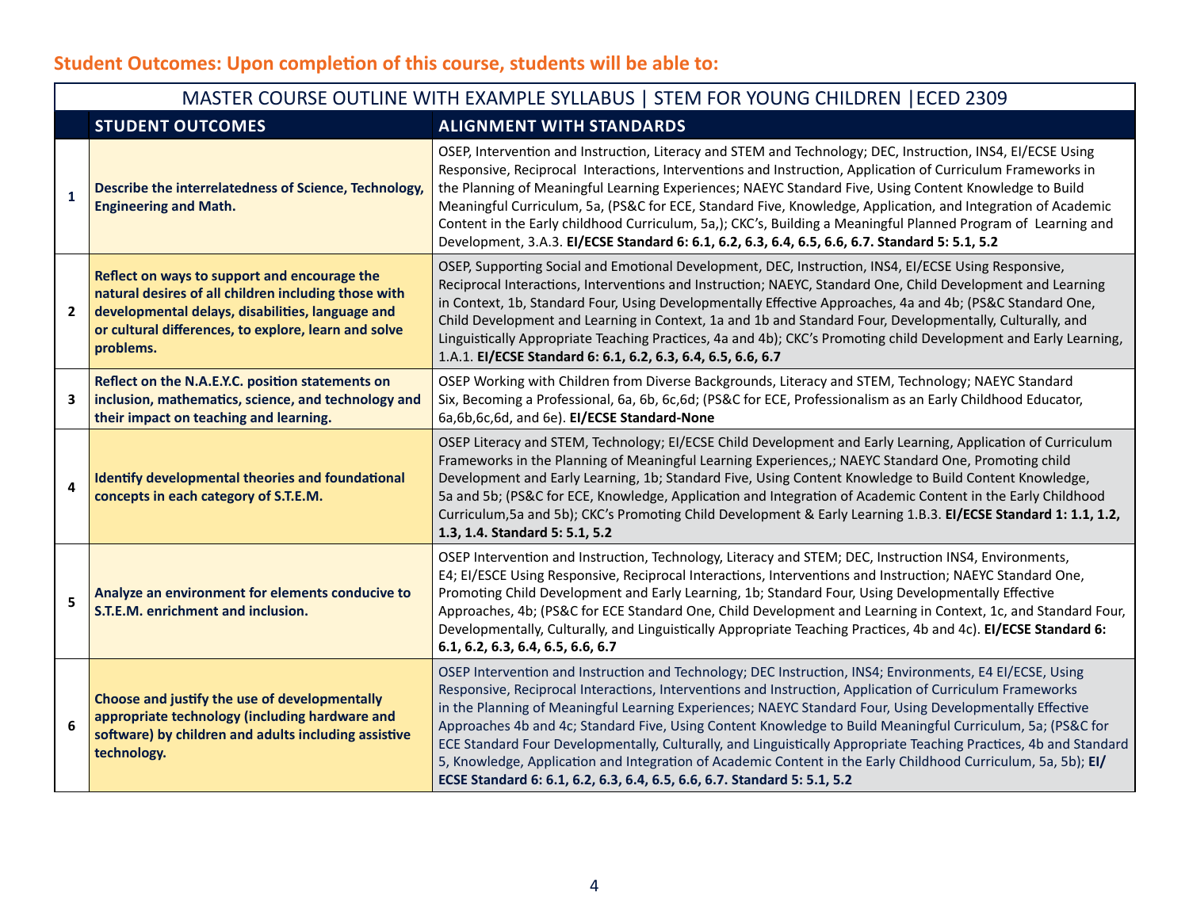## Student Outcomes: Upon completion of this course, students will be able to:

| MASTER COURSE OUTLINE WITH EXAMPLE SYLLABUS \| STEM FOR YOUNG CHILDREN \|ECED 2309 | | |
|---|---|---|
| | **STUDENT OUTCOMES** | **ALIGNMENT WITH STANDARDS** |
| **1** | **Describe the interrelatedness of Science, Technology, Engineering and Math.** | OSEP, Intervention and Instruction, Literacy and STEM and Technology; DEC, Instruction, INS4, EI/ECSE Using Responsive, Reciprocal Interactions, Interventions and Instruction, Application of Curriculum Frameworks in the Planning of Meaningful Learning Experiences; NAEYC Standard Five, Using Content Knowledge to Build Meaningful Curriculum, 5a, (PS&C for ECE, Standard Five, Knowledge, Application, and Integration of Academic Content in the Early childhood Curriculum, 5a,); CKC's, Building a Meaningful Planned Program of Learning and Development, 3.A.3. **EI/ECSE Standard 6: 6.1, 6.2, 6.3, 6.4, 6.5, 6.6, 6.7. Standard 5: 5.1, 5.2** |
| **2** | **Reflect on ways to support and encourage the natural desires of all children including those with developmental delays, disabilities, language and or cultural differences, to explore, learn and solve problems.** | OSEP, Supporting Social and Emotional Development, DEC, Instruction, INS4, EI/ECSE Using Responsive, Reciprocal Interactions, Interventions and Instruction; NAEYC, Standard One, Child Development and Learning in Context, 1b, Standard Four, Using Developmentally Effective Approaches, 4a and 4b; (PS&C Standard One, Child Development and Learning in Context, 1a and 1b and Standard Four, Developmentally, Culturally, and Linguistically Appropriate Teaching Practices, 4a and 4b); CKC's Promoting child Development and Early Learning, 1.A.1. **EI/ECSE Standard 6: 6.1, 6.2, 6.3, 6.4, 6.5, 6.6, 6.7** |
| **3** | **Reflect on the N.A.E.Y.C. position statements on inclusion, mathematics, science, and technology and their impact on teaching and learning.** | OSEP Working with Children from Diverse Backgrounds, Literacy and STEM, Technology; NAEYC Standard Six, Becoming a Professional, 6a, 6b, 6c,6d; (PS&C for ECE, Professionalism as an Early Childhood Educator, 6a,6b,6c,6d, and 6e). **EI/ECSE Standard-None** |
| **4** | **Identify developmental theories and foundational concepts in each category of S.T.E.M.** | OSEP Literacy and STEM, Technology; EI/ECSE Child Development and Early Learning, Application of Curriculum Frameworks in the Planning of Meaningful Learning Experiences,; NAEYC Standard One, Promoting child Development and Early Learning, 1b; Standard Five, Using Content Knowledge to Build Content Knowledge, 5a and 5b; (PS&C for ECE, Knowledge, Application and Integration of Academic Content in the Early Childhood Curriculum,5a and 5b); CKC's Promoting Child Development & Early Learning 1.B.3. **EI/ECSE Standard 1: 1.1, 1.2, 1.3, 1.4. Standard 5: 5.1, 5.2** |
| **5** | **Analyze an environment for elements conducive to S.T.E.M. enrichment and inclusion.** | OSEP Intervention and Instruction, Technology, Literacy and STEM; DEC, Instruction INS4, Environments, E4; EI/ESCE Using Responsive, Reciprocal Interactions, Interventions and Instruction; NAEYC Standard One, Promoting Child Development and Early Learning, 1b; Standard Four, Using Developmentally Effective Approaches, 4b; (PS&C for ECE Standard One, Child Development and Learning in Context, 1c, and Standard Four, Developmentally, Culturally, and Linguistically Appropriate Teaching Practices, 4b and 4c). **EI/ECSE Standard 6: 6.1, 6.2, 6.3, 6.4, 6.5, 6.6, 6.7** |
| **6** | **Choose and justify the use of developmentally appropriate technology (including hardware and software) by children and adults including assistive technology.** | OSEP Intervention and Instruction and Technology; DEC Instruction, INS4; Environments, E4 EI/ECSE, Using Responsive, Reciprocal Interactions, Interventions and Instruction, Application of Curriculum Frameworks in the Planning of Meaningful Learning Experiences; NAEYC Standard Four, Using Developmentally Effective Approaches 4b and 4c; Standard Five, Using Content Knowledge to Build Meaningful Curriculum, 5a; (PS&C for ECE Standard Four Developmentally, Culturally, and Linguistically Appropriate Teaching Practices, 4b and Standard 5, Knowledge, Application and Integration of Academic Content in the Early Childhood Curriculum, 5a, 5b); **EI/ECSE Standard 6: 6.1, 6.2, 6.3, 6.4, 6.5, 6.6, 6.7. Standard 5: 5.1, 5.2** |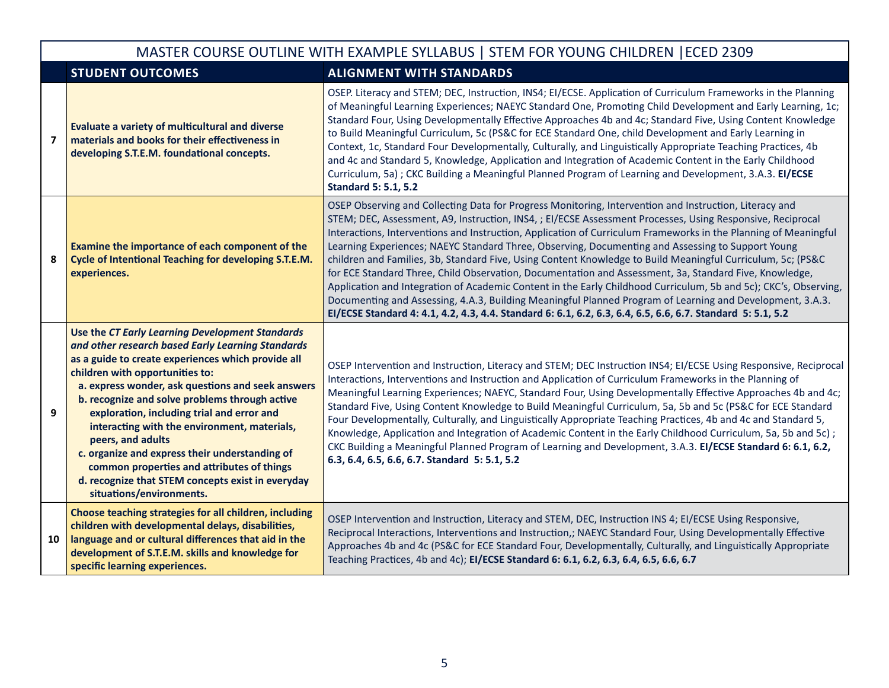| | MASTER COURSE OUTLINE WITH EXAMPLE SYLLABUS \| STEM FOR YOUNG CHILDREN \|ECED 2309 | |
|---|---|---|
| | **STUDENT OUTCOMES** | **ALIGNMENT WITH STANDARDS** |
| **7** | **Evaluate a variety of multicultural and diverse materials and books for their effectiveness in developing S.T.E.M. foundational concepts.** | OSEP. Literacy and STEM; DEC, Instruction, INS4; EI/ECSE. Application of Curriculum Frameworks in the Planning of Meaningful Learning Experiences; NAEYC Standard One, Promoting Child Development and Early Learning, 1c; Standard Four, Using Developmentally Effective Approaches 4b and 4c; Standard Five, Using Content Knowledge to Build Meaningful Curriculum, 5c (PS&C for ECE Standard One, child Development and Early Learning in Context, 1c, Standard Four Developmentally, Culturally, and Linguistically Appropriate Teaching Practices, 4b and 4c and Standard 5, Knowledge, Application and Integration of Academic Content in the Early Childhood Curriculum, 5a) ; CKC Building a Meaningful Planned Program of Learning and Development, 3.A.3. **EI/ECSE Standard 5: 5.1, 5.2** |
| **8** | **Examine the importance of each component of the Cycle of Intentional Teaching for developing S.T.E.M. experiences.** | OSEP Observing and Collecting Data for Progress Monitoring, Intervention and Instruction, Literacy and STEM; DEC, Assessment, A9, Instruction, INS4, ; EI/ECSE Assessment Processes, Using Responsive, Reciprocal Interactions, Interventions and Instruction, Application of Curriculum Frameworks in the Planning of Meaningful Learning Experiences; NAEYC Standard Three, Observing, Documenting and Assessing to Support Young children and Families, 3b, Standard Five, Using Content Knowledge to Build Meaningful Curriculum, 5c; (PS&C for ECE Standard Three, Child Observation, Documentation and Assessment, 3a, Standard Five, Knowledge, Application and Integration of Academic Content in the Early Childhood Curriculum, 5b and 5c); CKC's, Observing, Documenting and Assessing, 4.A.3, Building Meaningful Planned Program of Learning and Development, 3.A.3. **EI/ECSE Standard 4: 4.1, 4.2, 4.3, 4.4. Standard 6: 6.1, 6.2, 6.3, 6.4, 6.5, 6.6, 6.7. Standard 5: 5.1, 5.2** |
| **9** | **Use the *CT Early Learning Development Standards and other research based Early Learning Standards* as a guide to create experiences which provide all children with opportunities to:**<br>**a. express wonder, ask questions and seek answers**<br>**b. recognize and solve problems through active exploration, including trial and error and interacting with the environment, materials, peers, and adults**<br>**c. organize and express their understanding of common properties and attributes of things**<br>**d. recognize that STEM concepts exist in everyday situations/environments.** | OSEP Intervention and Instruction, Literacy and STEM; DEC Instruction INS4; EI/ECSE Using Responsive, Reciprocal Interactions, Interventions and Instruction and Application of Curriculum Frameworks in the Planning of Meaningful Learning Experiences; NAEYC, Standard Four, Using Developmentally Effective Approaches 4b and 4c; Standard Five, Using Content Knowledge to Build Meaningful Curriculum, 5a, 5b and 5c (PS&C for ECE Standard Four Developmentally, Culturally, and Linguistically Appropriate Teaching Practices, 4b and 4c and Standard 5, Knowledge, Application and Integration of Academic Content in the Early Childhood Curriculum, 5a, 5b and 5c) ; CKC Building a Meaningful Planned Program of Learning and Development, 3.A.3. **EI/ECSE Standard 6: 6.1, 6.2, 6.3, 6.4, 6.5, 6.6, 6.7. Standard 5: 5.1, 5.2** |
| **10** | **Choose teaching strategies for all children, including children with developmental delays, disabilities, language and or cultural differences that aid in the development of S.T.E.M. skills and knowledge for specific learning experiences.** | OSEP Intervention and Instruction, Literacy and STEM, DEC, Instruction INS 4; EI/ECSE Using Responsive, Reciprocal Interactions, Interventions and Instruction,; NAEYC Standard Four, Using Developmentally Effective Approaches 4b and 4c (PS&C for ECE Standard Four, Developmentally, Culturally, and Linguistically Appropriate Teaching Practices, 4b and 4c); **EI/ECSE Standard 6: 6.1, 6.2, 6.3, 6.4, 6.5, 6.6, 6.7** |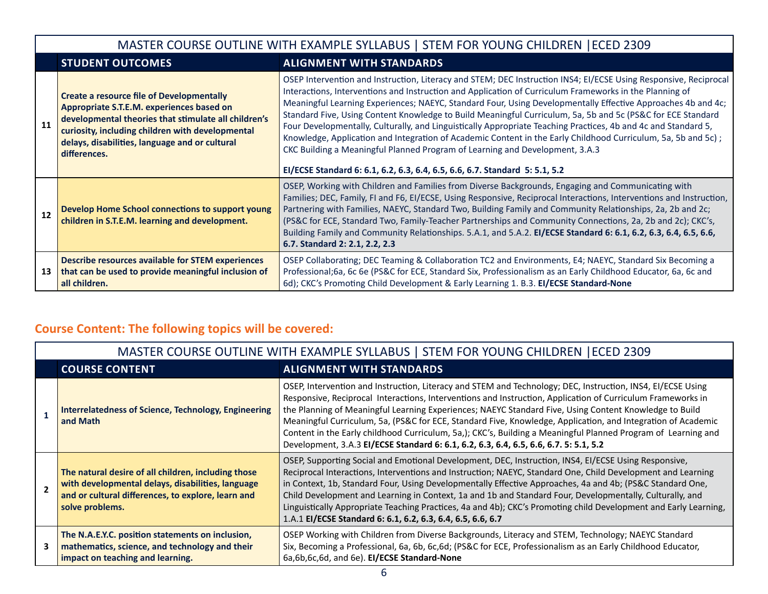| | MASTER COURSE OUTLINE WITH EXAMPLE SYLLABUS \| STEM FOR YOUNG CHILDREN \|ECED 2309 | |
|---|---|---|
| | **STUDENT OUTCOMES** | **ALIGNMENT WITH STANDARDS** |
| **11** | **Create a resource file of Developmentally Appropriate S.T.E.M. experiences based on developmental theories that stimulate all children's curiosity, including children with developmental delays, disabilities, language and or cultural differences.** | OSEP Intervention and Instruction, Literacy and STEM; DEC Instruction INS4; EI/ECSE Using Responsive, Reciprocal Interactions, Interventions and Instruction and Application of Curriculum Frameworks in the Planning of Meaningful Learning Experiences; NAEYC, Standard Four, Using Developmentally Effective Approaches 4b and 4c; Standard Five, Using Content Knowledge to Build Meaningful Curriculum, 5a, 5b and 5c (PS&C for ECE Standard Four Developmentally, Culturally, and Linguistically Appropriate Teaching Practices, 4b and 4c and Standard 5, Knowledge, Application and Integration of Academic Content in the Early Childhood Curriculum, 5a, 5b and 5c) ; CKC Building a Meaningful Planned Program of Learning and Development, 3.A.3 **EI/ECSE Standard 6: 6.1, 6.2, 6.3, 6.4, 6.5, 6.6, 6.7. Standard 5: 5.1, 5.2** |
| **12** | **Develop Home School connections to support young children in S.T.E.M. learning and development.** | OSEP, Working with Children and Families from Diverse Backgrounds, Engaging and Communicating with Families; DEC, Family, FI and F6, EI/ECSE, Using Responsive, Reciprocal Interactions, Interventions and Instruction, Partnering with Families, NAEYC, Standard Two, Building Family and Community Relationships, 2a, 2b and 2c; (PS&C for ECE, Standard Two, Family-Teacher Partnerships and Community Connections, 2a, 2b and 2c); CKC's, Building Family and Community Relationships. 5.A.1, and 5.A.2. **EI/ECSE Standard 6: 6.1, 6.2, 6.3, 6.4, 6.5, 6.6, 6.7. Standard 2: 2.1, 2.2, 2.3** |
| **13** | **Describe resources available for STEM experiences that can be used to provide meaningful inclusion of all children.** | OSEP Collaborating; DEC Teaming & Collaboration TC2 and Environments, E4; NAEYC, Standard Six Becoming a Professional;6a, 6c 6e (PS&C for ECE, Standard Six, Professionalism as an Early Childhood Educator, 6a, 6c and 6d); CKC's Promoting Child Development & Early Learning 1. B.3. **EI/ECSE Standard-None** |

## Course Content: The following topics will be covered:

| | MASTER COURSE OUTLINE WITH EXAMPLE SYLLABUS \| STEM FOR YOUNG CHILDREN \|ECED 2309 | |
|---|---|---|
| | **COURSE CONTENT** | **ALIGNMENT WITH STANDARDS** |
| **1** | **Interrelatedness of Science, Technology, Engineering and Math** | OSEP, Intervention and Instruction, Literacy and STEM and Technology; DEC, Instruction, INS4, EI/ECSE Using Responsive, Reciprocal Interactions, Interventions and Instruction, Application of Curriculum Frameworks in the Planning of Meaningful Learning Experiences; NAEYC Standard Five, Using Content Knowledge to Build Meaningful Curriculum, 5a, (PS&C for ECE, Standard Five, Knowledge, Application, and Integration of Academic Content in the Early childhood Curriculum, 5a,); CKC's, Building a Meaningful Planned Program of Learning and Development, 3.A.3 **EI/ECSE Standard 6: 6.1, 6.2, 6.3, 6.4, 6.5, 6.6, 6.7. 5: 5.1, 5.2** |
| **2** | **The natural desire of all children, including those with developmental delays, disabilities, language and or cultural differences, to explore, learn and solve problems.** | OSEP, Supporting Social and Emotional Development, DEC, Instruction, INS4, EI/ECSE Using Responsive, Reciprocal Interactions, Interventions and Instruction; NAEYC, Standard One, Child Development and Learning in Context, 1b, Standard Four, Using Developmentally Effective Approaches, 4a and 4b; (PS&C Standard One, Child Development and Learning in Context, 1a and 1b and Standard Four, Developmentally, Culturally, and Linguistically Appropriate Teaching Practices, 4a and 4b); CKC's Promoting child Development and Early Learning, 1.A.1 **EI/ECSE Standard 6: 6.1, 6.2, 6.3, 6.4, 6.5, 6.6, 6.7** |
| **3** | **The N.A.E.Y.C. position statements on inclusion, mathematics, science, and technology and their impact on teaching and learning.** | OSEP Working with Children from Diverse Backgrounds, Literacy and STEM, Technology; NAEYC Standard Six, Becoming a Professional, 6a, 6b, 6c,6d; (PS&C for ECE, Professionalism as an Early Childhood Educator, 6a,6b,6c,6d, and 6e). **EI/ECSE Standard-None** |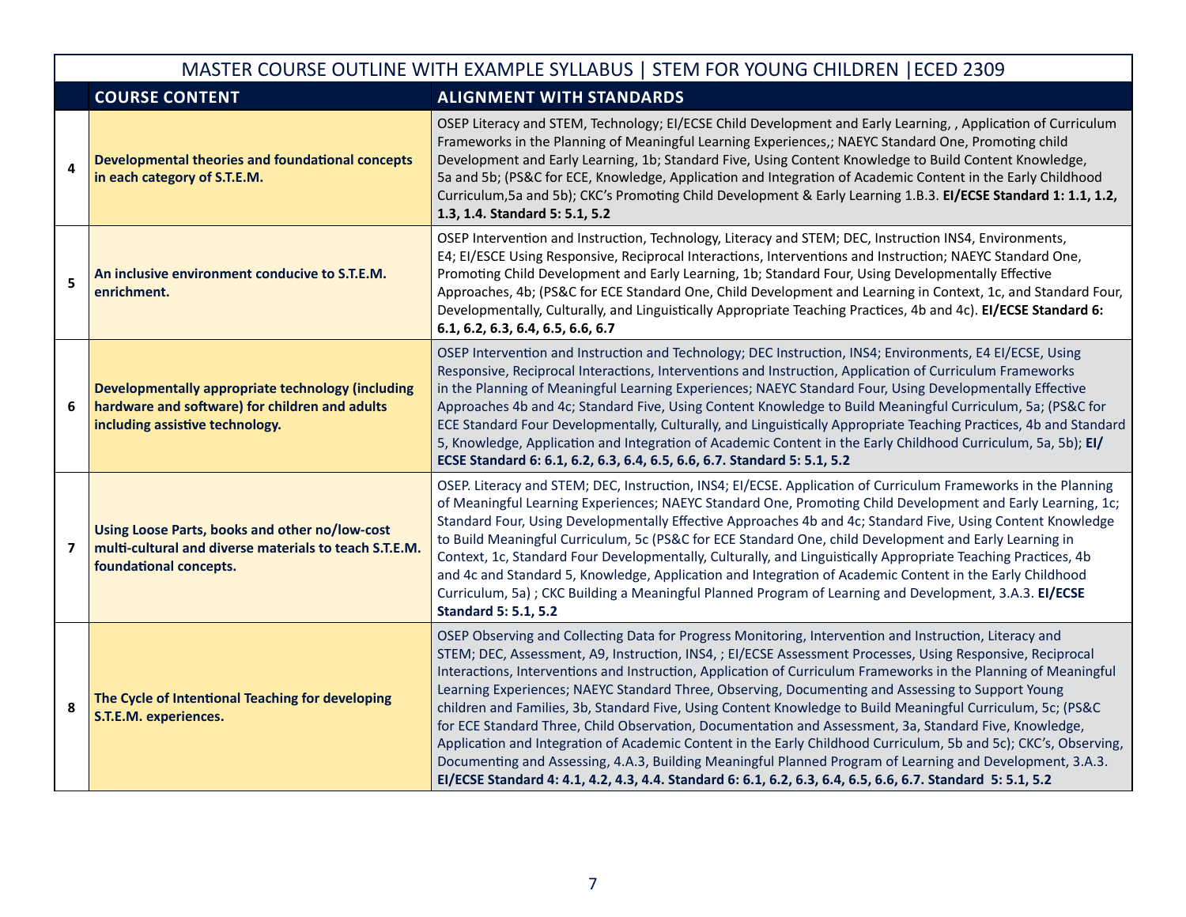| MASTER COURSE OUTLINE WITH EXAMPLE SYLLABUS \| STEM FOR YOUNG CHILDREN \|ECED 2309 | | |
|---|---|---|
| | **COURSE CONTENT** | **ALIGNMENT WITH STANDARDS** |
| **4** | **Developmental theories and foundational concepts in each category of S.T.E.M.** | OSEP Literacy and STEM, Technology; EI/ECSE Child Development and Early Learning, , Application of Curriculum Frameworks in the Planning of Meaningful Learning Experiences,; NAEYC Standard One, Promoting child Development and Early Learning, 1b; Standard Five, Using Content Knowledge to Build Content Knowledge, 5a and 5b; (PS&C for ECE, Knowledge, Application and Integration of Academic Content in the Early Childhood Curriculum,5a and 5b); CKC's Promoting Child Development & Early Learning 1.B.3. **EI/ECSE Standard 1: 1.1, 1.2, 1.3, 1.4. Standard 5: 5.1, 5.2** |
| **5** | **An inclusive environment conducive to S.T.E.M. enrichment.** | OSEP Intervention and Instruction, Technology, Literacy and STEM; DEC, Instruction INS4, Environments, E4; EI/ESCE Using Responsive, Reciprocal Interactions, Interventions and Instruction; NAEYC Standard One, Promoting Child Development and Early Learning, 1b; Standard Four, Using Developmentally Effective Approaches, 4b; (PS&C for ECE Standard One, Child Development and Learning in Context, 1c, and Standard Four, Developmentally, Culturally, and Linguistically Appropriate Teaching Practices, 4b and 4c). **EI/ECSE Standard 6: 6.1, 6.2, 6.3, 6.4, 6.5, 6.6, 6.7** |
| **6** | **Developmentally appropriate technology (including hardware and software) for children and adults including assistive technology.** | OSEP Intervention and Instruction and Technology; DEC Instruction, INS4; Environments, E4 EI/ECSE, Using Responsive, Reciprocal Interactions, Interventions and Instruction, Application of Curriculum Frameworks in the Planning of Meaningful Learning Experiences; NAEYC Standard Four, Using Developmentally Effective Approaches 4b and 4c; Standard Five, Using Content Knowledge to Build Meaningful Curriculum, 5a; (PS&C for ECE Standard Four Developmentally, Culturally, and Linguistically Appropriate Teaching Practices, 4b and Standard 5, Knowledge, Application and Integration of Academic Content in the Early Childhood Curriculum, 5a, 5b); **EI/ ECSE Standard 6: 6.1, 6.2, 6.3, 6.4, 6.5, 6.6, 6.7. Standard 5: 5.1, 5.2** |
| **7** | **Using Loose Parts, books and other no/low-cost multi-cultural and diverse materials to teach S.T.E.M. foundational concepts.** | OSEP. Literacy and STEM; DEC, Instruction, INS4; EI/ECSE. Application of Curriculum Frameworks in the Planning of Meaningful Learning Experiences; NAEYC Standard One, Promoting Child Development and Early Learning, 1c; Standard Four, Using Developmentally Effective Approaches 4b and 4c; Standard Five, Using Content Knowledge to Build Meaningful Curriculum, 5c (PS&C for ECE Standard One, child Development and Early Learning in Context, 1c, Standard Four Developmentally, Culturally, and Linguistically Appropriate Teaching Practices, 4b and 4c and Standard 5, Knowledge, Application and Integration of Academic Content in the Early Childhood Curriculum, 5a) ; CKC Building a Meaningful Planned Program of Learning and Development, 3.A.3. **EI/ECSE Standard 5: 5.1, 5.2** |
| **8** | **The Cycle of Intentional Teaching for developing S.T.E.M. experiences.** | OSEP Observing and Collecting Data for Progress Monitoring, Intervention and Instruction, Literacy and STEM; DEC, Assessment, A9, Instruction, INS4, ; EI/ECSE Assessment Processes, Using Responsive, Reciprocal Interactions, Interventions and Instruction, Application of Curriculum Frameworks in the Planning of Meaningful Learning Experiences; NAEYC Standard Three, Observing, Documenting and Assessing to Support Young children and Families, 3b, Standard Five, Using Content Knowledge to Build Meaningful Curriculum, 5c; (PS&C for ECE Standard Three, Child Observation, Documentation and Assessment, 3a, Standard Five, Knowledge, Application and Integration of Academic Content in the Early Childhood Curriculum, 5b and 5c); CKC's, Observing, Documenting and Assessing, 4.A.3, Building Meaningful Planned Program of Learning and Development, 3.A.3. **EI/ECSE Standard 4: 4.1, 4.2, 4.3, 4.4. Standard 6: 6.1, 6.2, 6.3, 6.4, 6.5, 6.6, 6.7. Standard 5: 5.1, 5.2** |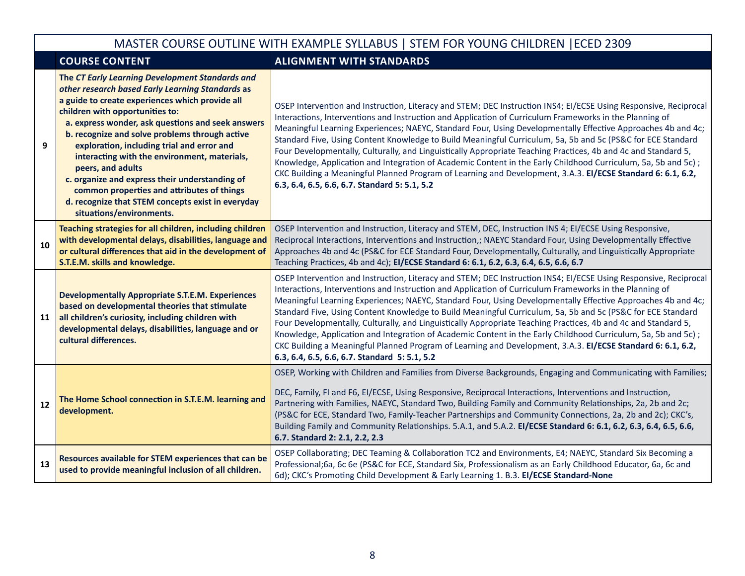| | MASTER COURSE OUTLINE WITH EXAMPLE SYLLABUS \| STEM FOR YOUNG CHILDREN \|ECED 2309 | |
|---|---|---|
| | **COURSE CONTENT** | **ALIGNMENT WITH STANDARDS** |
| 9 | **The *CT Early Learning Development Standards and other research based Early Learning Standards* as a guide to create experiences which provide all children with opportunities to:**<br>**a. express wonder, ask questions and seek answers**<br>**b. recognize and solve problems through active exploration, including trial and error and interacting with the environment, materials, peers, and adults**<br>**c. organize and express their understanding of common properties and attributes of things**<br>**d. recognize that STEM concepts exist in everyday situations/environments.** | OSEP Intervention and Instruction, Literacy and STEM; DEC Instruction INS4; EI/ECSE Using Responsive, Reciprocal Interactions, Interventions and Instruction and Application of Curriculum Frameworks in the Planning of Meaningful Learning Experiences; NAEYC, Standard Four, Using Developmentally Effective Approaches 4b and 4c; Standard Five, Using Content Knowledge to Build Meaningful Curriculum, 5a, 5b and 5c (PS&C for ECE Standard Four Developmentally, Culturally, and Linguistically Appropriate Teaching Practices, 4b and 4c and Standard 5, Knowledge, Application and Integration of Academic Content in the Early Childhood Curriculum, 5a, 5b and 5c) ; CKC Building a Meaningful Planned Program of Learning and Development, 3.A.3. **EI/ECSE Standard 6: 6.1, 6.2, 6.3, 6.4, 6.5, 6.6, 6.7. Standard 5: 5.1, 5.2** |
| 10 | **Teaching strategies for all children, including children with developmental delays, disabilities, language and or cultural differences that aid in the development of S.T.E.M. skills and knowledge.** | OSEP Intervention and Instruction, Literacy and STEM, DEC, Instruction INS 4; EI/ECSE Using Responsive, Reciprocal Interactions, Interventions and Instruction,; NAEYC Standard Four, Using Developmentally Effective Approaches 4b and 4c (PS&C for ECE Standard Four, Developmentally, Culturally, and Linguistically Appropriate Teaching Practices, 4b and 4c); **EI/ECSE Standard 6: 6.1, 6.2, 6.3, 6.4, 6.5, 6.6, 6.7** |
| 11 | **Developmentally Appropriate S.T.E.M. Experiences based on developmental theories that stimulate all children's curiosity, including children with developmental delays, disabilities, language and or cultural differences.** | OSEP Intervention and Instruction, Literacy and STEM; DEC Instruction INS4; EI/ECSE Using Responsive, Reciprocal Interactions, Interventions and Instruction and Application of Curriculum Frameworks in the Planning of Meaningful Learning Experiences; NAEYC, Standard Four, Using Developmentally Effective Approaches 4b and 4c; Standard Five, Using Content Knowledge to Build Meaningful Curriculum, 5a, 5b and 5c (PS&C for ECE Standard Four Developmentally, Culturally, and Linguistically Appropriate Teaching Practices, 4b and 4c and Standard 5, Knowledge, Application and Integration of Academic Content in the Early Childhood Curriculum, 5a, 5b and 5c) ; CKC Building a Meaningful Planned Program of Learning and Development, 3.A.3. **EI/ECSE Standard 6: 6.1, 6.2, 6.3, 6.4, 6.5, 6.6, 6.7. Standard 5: 5.1, 5.2** |
| 12 | **The Home School connection in S.T.E.M. learning and development.** | OSEP, Working with Children and Families from Diverse Backgrounds, Engaging and Communicating with Families;<br><br>DEC, Family, FI and F6, EI/ECSE, Using Responsive, Reciprocal Interactions, Interventions and Instruction, Partnering with Families, NAEYC, Standard Two, Building Family and Community Relationships, 2a, 2b and 2c; (PS&C for ECE, Standard Two, Family-Teacher Partnerships and Community Connections, 2a, 2b and 2c); CKC's, Building Family and Community Relationships. 5.A.1, and 5.A.2. **EI/ECSE Standard 6: 6.1, 6.2, 6.3, 6.4, 6.5, 6.6, 6.7. Standard 2: 2.1, 2.2, 2.3** |
| 13 | **Resources available for STEM experiences that can be used to provide meaningful inclusion of all children.** | OSEP Collaborating; DEC Teaming & Collaboration TC2 and Environments, E4; NAEYC, Standard Six Becoming a Professional;6a, 6c 6e (PS&C for ECE, Standard Six, Professionalism as an Early Childhood Educator, 6a, 6c and 6d); CKC's Promoting Child Development & Early Learning 1. B.3. **EI/ECSE Standard-None** |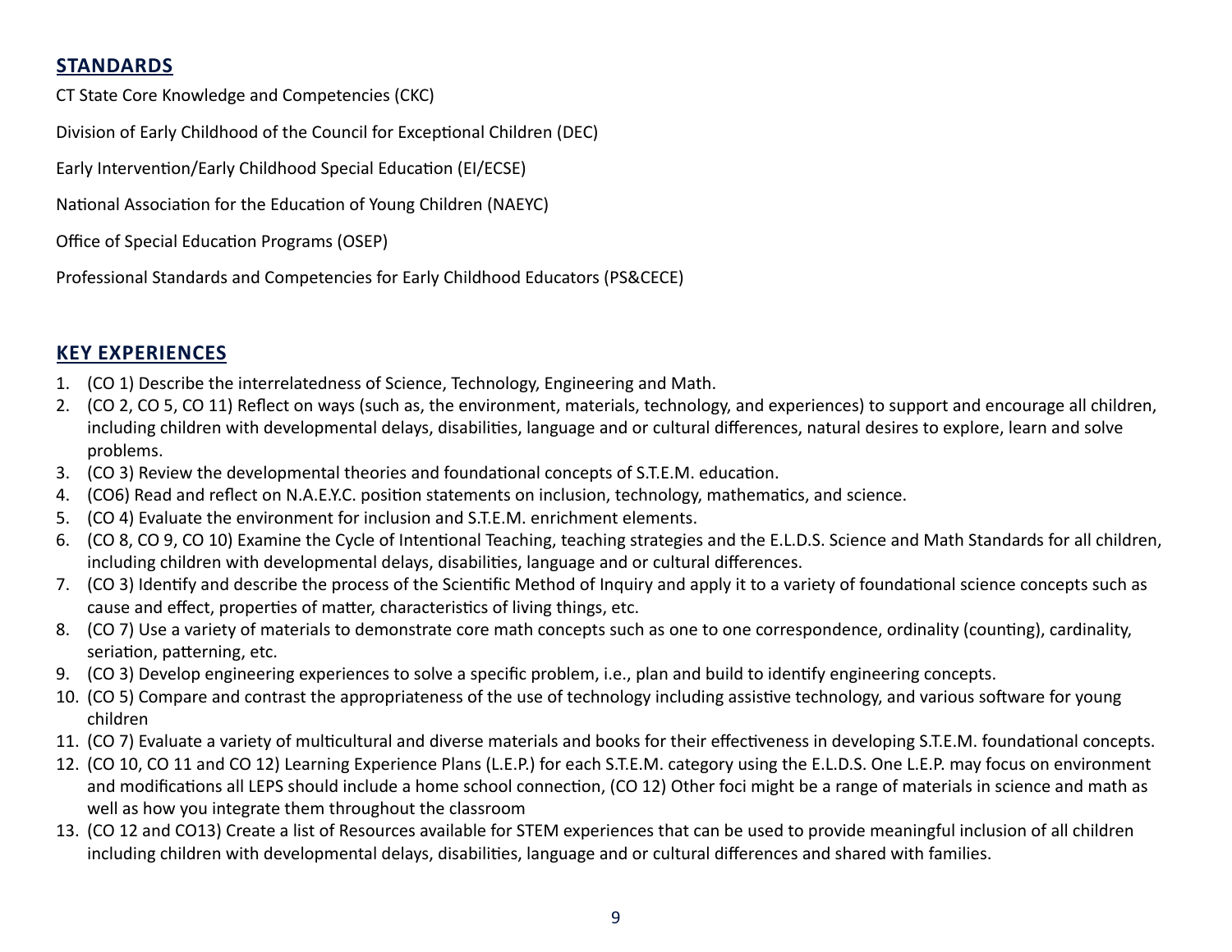## STANDARDS

CT State Core Knowledge and Competencies (CKC)

Division of Early Childhood of the Council for Exceptional Children (DEC)

Early Intervention/Early Childhood Special Education (EI/ECSE)

National Association for the Education of Young Children (NAEYC)

Office of Special Education Programs (OSEP)

Professional Standards and Competencies for Early Childhood Educators (PS&CECE)

## KEY EXPERIENCES

1. (CO 1) Describe the interrelatedness of Science, Technology, Engineering and Math.
2. (CO 2, CO 5, CO 11) Reflect on ways (such as, the environment, materials, technology, and experiences) to support and encourage all children, including children with developmental delays, disabilities, language and or cultural differences, natural desires to explore, learn and solve problems.
3. (CO 3) Review the developmental theories and foundational concepts of S.T.E.M. education.
4. (CO6) Read and reflect on N.A.E.Y.C. position statements on inclusion, technology, mathematics, and science.
5. (CO 4) Evaluate the environment for inclusion and S.T.E.M. enrichment elements.
6. (CO 8, CO 9, CO 10) Examine the Cycle of Intentional Teaching, teaching strategies and the E.L.D.S. Science and Math Standards for all children, including children with developmental delays, disabilities, language and or cultural differences.
7. (CO 3) Identify and describe the process of the Scientific Method of Inquiry and apply it to a variety of foundational science concepts such as cause and effect, properties of matter, characteristics of living things, etc.
8. (CO 7) Use a variety of materials to demonstrate core math concepts such as one to one correspondence, ordinality (counting), cardinality, seriation, patterning, etc.
9. (CO 3) Develop engineering experiences to solve a specific problem, i.e., plan and build to identify engineering concepts.
10. (CO 5) Compare and contrast the appropriateness of the use of technology including assistive technology, and various software for young children
11. (CO 7) Evaluate a variety of multicultural and diverse materials and books for their effectiveness in developing S.T.E.M. foundational concepts.
12. (CO 10, CO 11 and CO 12) Learning Experience Plans (L.E.P.) for each S.T.E.M. category using the E.L.D.S. One L.E.P. may focus on environment and modifications all LEPS should include a home school connection, (CO 12) Other foci might be a range of materials in science and math as well as how you integrate them throughout the classroom
13. (CO 12 and CO13) Create a list of Resources available for STEM experiences that can be used to provide meaningful inclusion of all children including children with developmental delays, disabilities, language and or cultural differences and shared with families.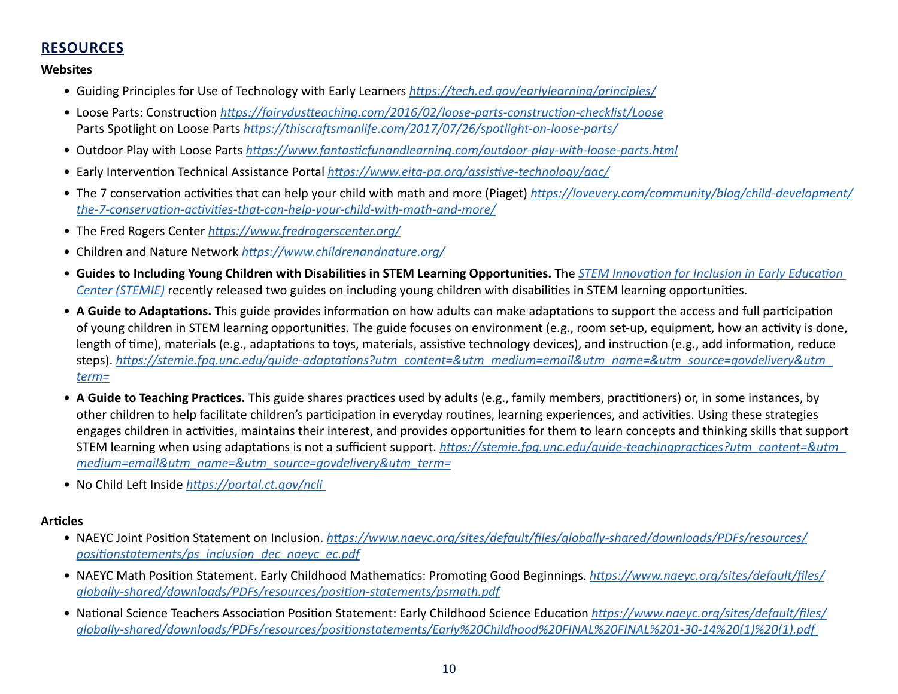## RESOURCES

**Websites**

- Guiding Principles for Use of Technology with Early Learners *https://tech.ed.gov/earlylearning/principles/*
- Loose Parts: Construction *https://fairydustteaching.com/2016/02/loose-parts-construction-checklist/Loose* Parts Spotlight on Loose Parts *https://thiscraftsmanlife.com/2017/07/26/spotlight-on-loose-parts/*
- Outdoor Play with Loose Parts *https://www.fantasticfunandlearning.com/outdoor-play-with-loose-parts.html*
- Early Intervention Technical Assistance Portal *https://www.eita-pa.org/assistive-technology/aac/*
- The 7 conservation activities that can help your child with math and more (Piaget) *https://lovevery.com/community/blog/child-development/the-7-conservation-activities-that-can-help-your-child-with-math-and-more/*
- The Fred Rogers Center *https://www.fredrogerscenter.org/*
- Children and Nature Network *https://www.childrenandnature.org/*
- **Guides to Including Young Children with Disabilities in STEM Learning Opportunities.** The *STEM Innovation for Inclusion in Early Education Center (STEMIE)* recently released two guides on including young children with disabilities in STEM learning opportunities.
- **A Guide to Adaptations.** This guide provides information on how adults can make adaptations to support the access and full participation of young children in STEM learning opportunities. The guide focuses on environment (e.g., room set-up, equipment, how an activity is done, length of time), materials (e.g., adaptations to toys, materials, assistive technology devices), and instruction (e.g., add information, reduce steps). *https://stemie.fpg.unc.edu/guide-adaptations?utm_content=&utm_medium=email&utm_name=&utm_source=govdelivery&utm_term=*
- **A Guide to Teaching Practices.** This guide shares practices used by adults (e.g., family members, practitioners) or, in some instances, by other children to help facilitate children's participation in everyday routines, learning experiences, and activities. Using these strategies engages children in activities, maintains their interest, and provides opportunities for them to learn concepts and thinking skills that support STEM learning when using adaptations is not a sufficient support. *https://stemie.fpg.unc.edu/guide-teachingpractices?utm_content=&utm_medium=email&utm_name=&utm_source=govdelivery&utm_term=*
- No Child Left Inside *https://portal.ct.gov/ncli*

**Articles**

- NAEYC Joint Position Statement on Inclusion. *https://www.naeyc.org/sites/default/files/globally-shared/downloads/PDFs/resources/positionstatements/ps_inclusion_dec_naeyc_ec.pdf*
- NAEYC Math Position Statement. Early Childhood Mathematics: Promoting Good Beginnings. *https://www.naeyc.org/sites/default/files/globally-shared/downloads/PDFs/resources/position-statements/psmath.pdf*
- National Science Teachers Association Position Statement: Early Childhood Science Education *https://www.naeyc.org/sites/default/files/globally-shared/downloads/PDFs/resources/positionstatements/Early%20Childhood%20FINAL%20FINAL%201-30-14%20(1)%20(1).pdf*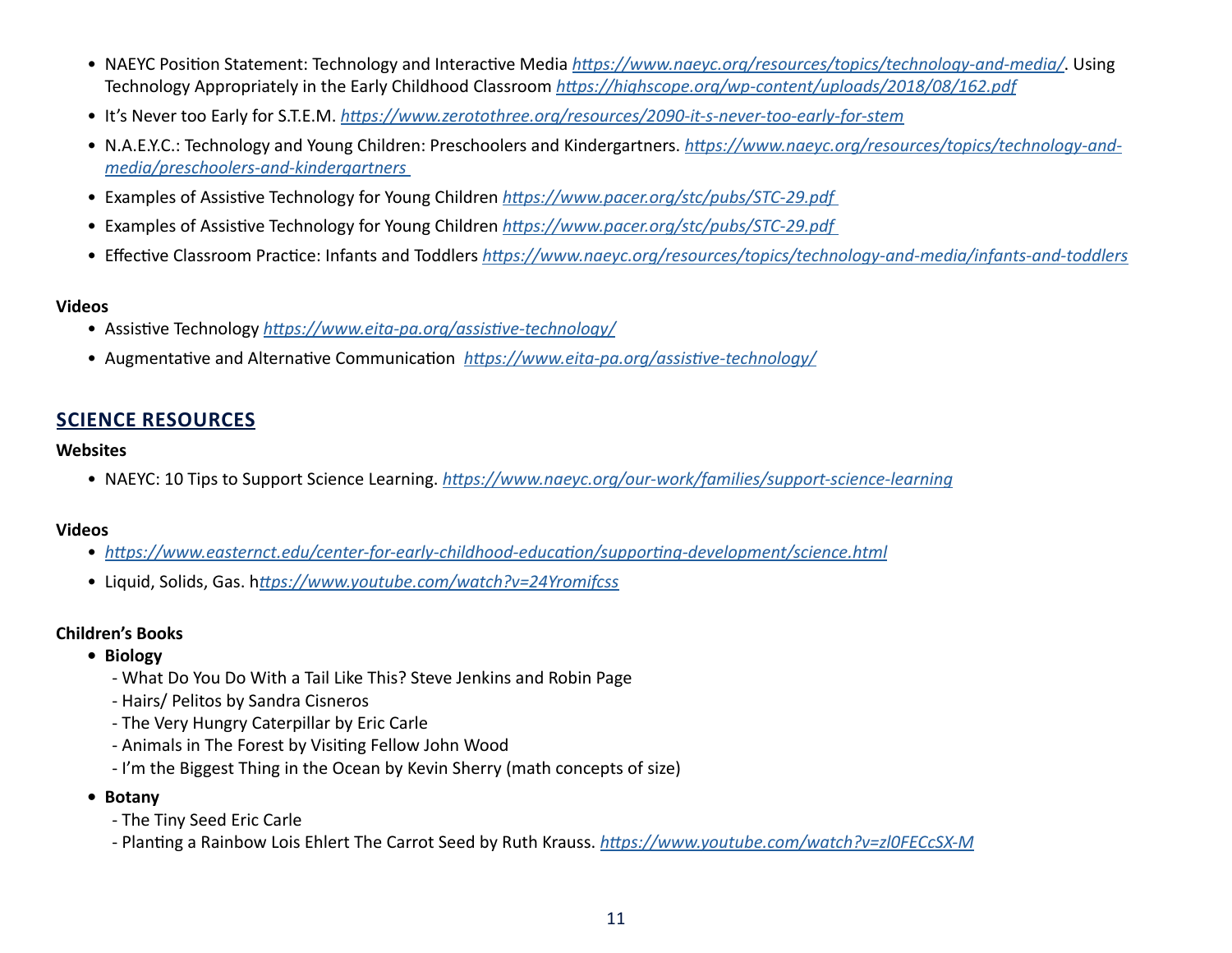- NAEYC Position Statement: Technology and Interactive Media *https://www.naeyc.org/resources/topics/technology-and-media/*. Using Technology Appropriately in the Early Childhood Classroom *https://highscope.org/wp-content/uploads/2018/08/162.pdf*
- It's Never too Early for S.T.E.M. *https://www.zerotothree.org/resources/2090-it-s-never-too-early-for-stem*
- N.A.E.Y.C.: Technology and Young Children: Preschoolers and Kindergartners. *https://www.naeyc.org/resources/topics/technology-and-media/preschoolers-and-kindergartners*
- Examples of Assistive Technology for Young Children *https://www.pacer.org/stc/pubs/STC-29.pdf*
- Examples of Assistive Technology for Young Children *https://www.pacer.org/stc/pubs/STC-29.pdf*
- Effective Classroom Practice: Infants and Toddlers *https://www.naeyc.org/resources/topics/technology-and-media/infants-and-toddlers*

**Videos**

- Assistive Technology *https://www.eita-pa.org/assistive-technology/*
- Augmentative and Alternative Communication *https://www.eita-pa.org/assistive-technology/*

## SCIENCE RESOURCES

**Websites**

- NAEYC: 10 Tips to Support Science Learning. *https://www.naeyc.org/our-work/families/support-science-learning*

**Videos**

- *https://www.easternct.edu/center-for-early-childhood-education/supporting-development/science.html*
- Liquid, Solids, Gas. h*ttps://www.youtube.com/watch?v=24Yromifcss*

**Children's Books**

- **Biology**
  - What Do You Do With a Tail Like This? Steve Jenkins and Robin Page
  - Hairs/ Pelitos by Sandra Cisneros
  - The Very Hungry Caterpillar by Eric Carle
  - Animals in The Forest by Visiting Fellow John Wood
  - I'm the Biggest Thing in the Ocean by Kevin Sherry (math concepts of size)
- **Botany**
  - The Tiny Seed Eric Carle
  - Planting a Rainbow Lois Ehlert The Carrot Seed by Ruth Krauss. *https://www.youtube.com/watch?v=zl0FECcSX-M*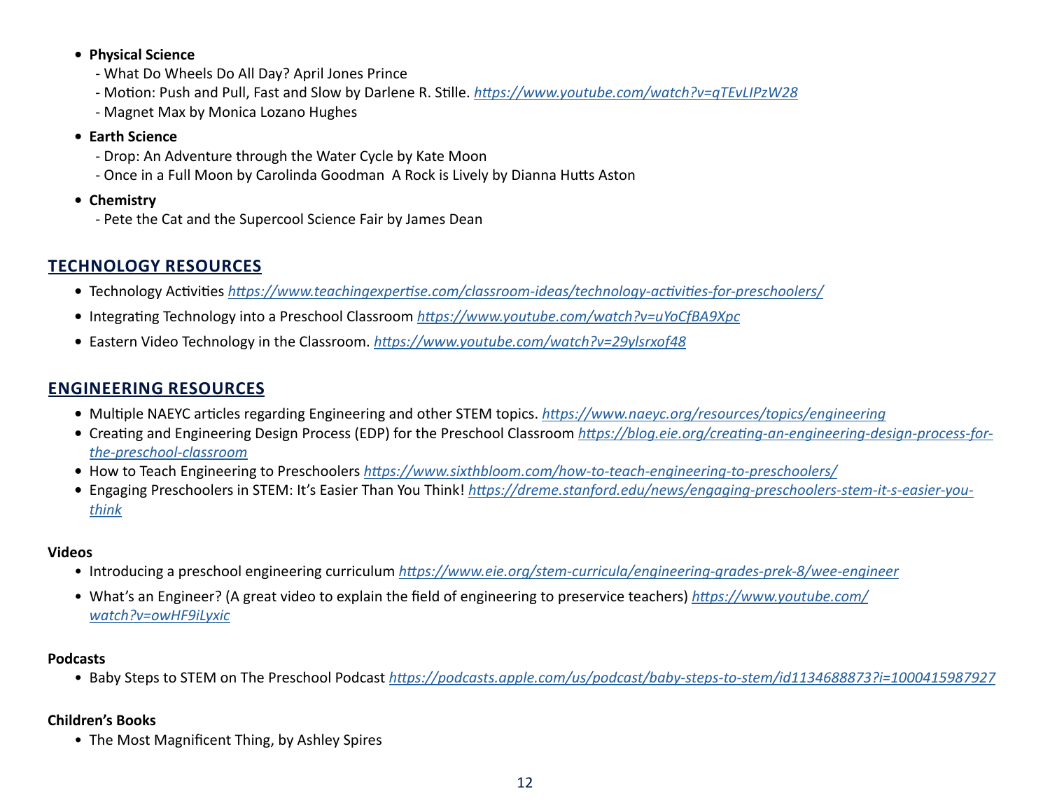- **Physical Science**
  - What Do Wheels Do All Day? April Jones Prince
  - Motion: Push and Pull, Fast and Slow by Darlene R. Stille. *https://www.youtube.com/watch?v=qTEvLIPzW28*
  - Magnet Max by Monica Lozano Hughes
- **Earth Science**
  - Drop: An Adventure through the Water Cycle by Kate Moon
  - Once in a Full Moon by Carolinda Goodman  A Rock is Lively by Dianna Hutts Aston
- **Chemistry**
  - Pete the Cat and the Supercool Science Fair by James Dean

## TECHNOLOGY RESOURCES

- Technology Activities *https://www.teachingexpertise.com/classroom-ideas/technology-activities-for-preschoolers/*
- Integrating Technology into a Preschool Classroom *https://www.youtube.com/watch?v=uYoCfBA9Xpc*
- Eastern Video Technology in the Classroom. *https://www.youtube.com/watch?v=29ylsrxof48*

## ENGINEERING RESOURCES

- Multiple NAEYC articles regarding Engineering and other STEM topics. *https://www.naeyc.org/resources/topics/engineering*
- Creating and Engineering Design Process (EDP) for the Preschool Classroom *https://blog.eie.org/creating-an-engineering-design-process-for-the-preschool-classroom*
- How to Teach Engineering to Preschoolers *https://www.sixthbloom.com/how-to-teach-engineering-to-preschoolers/*
- Engaging Preschoolers in STEM: It's Easier Than You Think! *https://dreme.stanford.edu/news/engaging-preschoolers-stem-it-s-easier-you-think*

**Videos**

- Introducing a preschool engineering curriculum *https://www.eie.org/stem-curricula/engineering-grades-prek-8/wee-engineer*
- What's an Engineer? (A great video to explain the field of engineering to preservice teachers) *https://www.youtube.com/watch?v=owHF9iLyxic*

**Podcasts**

- Baby Steps to STEM on The Preschool Podcast *https://podcasts.apple.com/us/podcast/baby-steps-to-stem/id1134688873?i=1000415987927*

**Children's Books**

- The Most Magnificent Thing, by Ashley Spires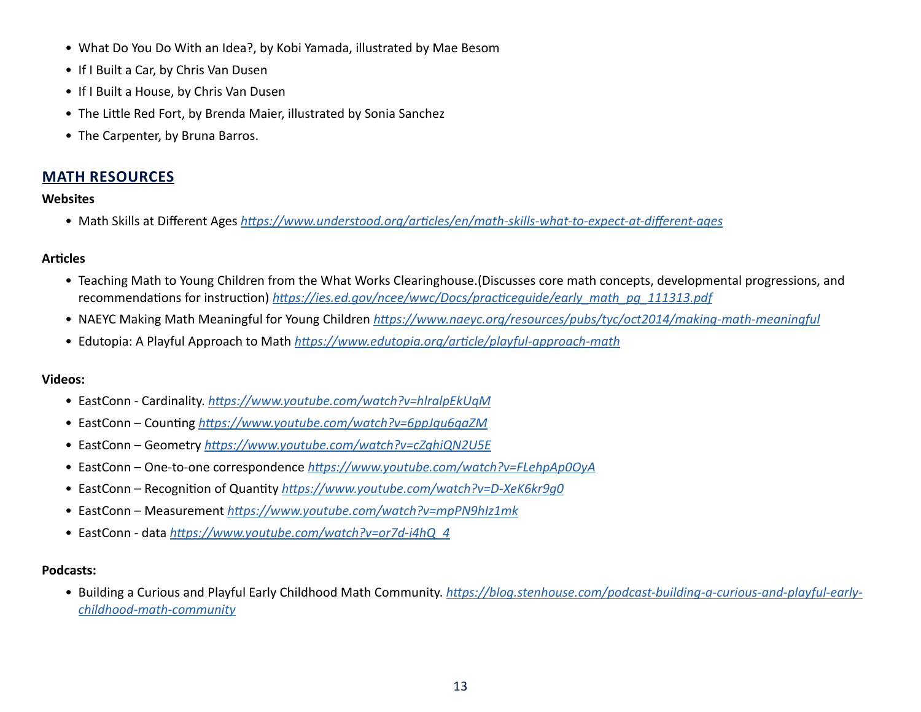- What Do You Do With an Idea?, by Kobi Yamada, illustrated by Mae Besom
- If I Built a Car, by Chris Van Dusen
- If I Built a House, by Chris Van Dusen
- The Little Red Fort, by Brenda Maier, illustrated by Sonia Sanchez
- The Carpenter, by Bruna Barros.

## MATH RESOURCES

**Websites**

- Math Skills at Different Ages *https://www.understood.org/articles/en/math-skills-what-to-expect-at-different-ages*

**Articles**

- Teaching Math to Young Children from the What Works Clearinghouse.(Discusses core math concepts, developmental progressions, and recommendations for instruction) *https://ies.ed.gov/ncee/wwc/Docs/practiceguide/early_math_pg_111313.pdf*
- NAEYC Making Math Meaningful for Young Children *https://www.naeyc.org/resources/pubs/tyc/oct2014/making-math-meaningful*
- Edutopia: A Playful Approach to Math *https://www.edutopia.org/article/playful-approach-math*

**Videos:**

- EastConn - Cardinality. *https://www.youtube.com/watch?v=hlralpEkUqM*
- EastConn – Counting *https://www.youtube.com/watch?v=6ppJqu6qaZM*
- EastConn – Geometry *https://www.youtube.com/watch?v=cZqhiQN2U5E*
- EastConn – One-to-one correspondence *https://www.youtube.com/watch?v=FLehpAp0OyA*
- EastConn – Recognition of Quantity *https://www.youtube.com/watch?v=D-XeK6kr9g0*
- EastConn – Measurement *https://www.youtube.com/watch?v=mpPN9hIz1mk*
- EastConn - data *https://www.youtube.com/watch?v=or7d-i4hQ_4*

**Podcasts:**

- Building a Curious and Playful Early Childhood Math Community. *https://blog.stenhouse.com/podcast-building-a-curious-and-playful-early-childhood-math-community*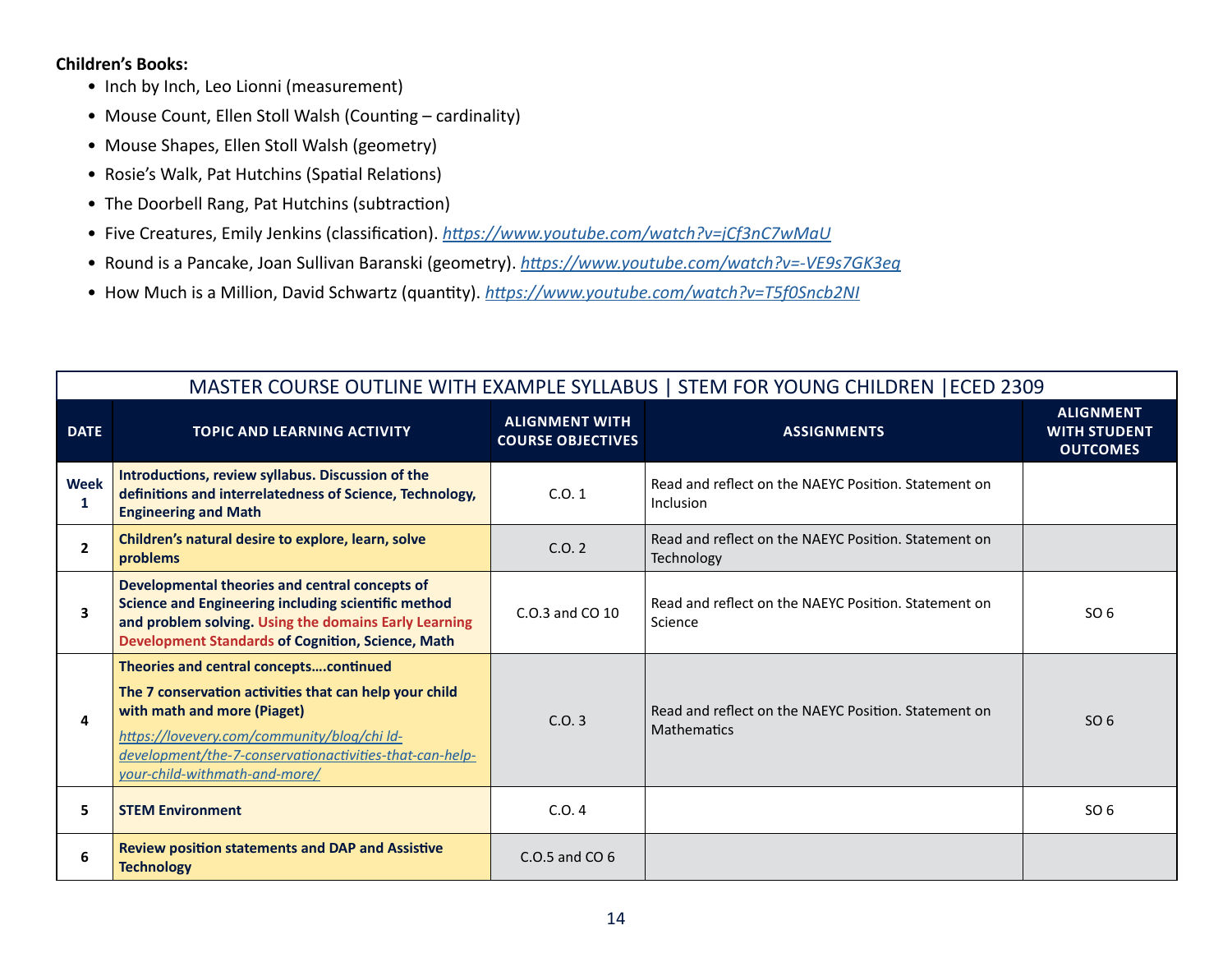**Children's Books:**

- Inch by Inch, Leo Lionni (measurement)
- Mouse Count, Ellen Stoll Walsh (Counting – cardinality)
- Mouse Shapes, Ellen Stoll Walsh (geometry)
- Rosie's Walk, Pat Hutchins (Spatial Relations)
- The Doorbell Rang, Pat Hutchins (subtraction)
- Five Creatures, Emily Jenkins (classification). *https://www.youtube.com/watch?v=jCf3nC7wMaU*
- Round is a Pancake, Joan Sullivan Baranski (geometry). *https://www.youtube.com/watch?v=-VE9s7GK3eq*
- How Much is a Million, David Schwartz (quantity). *https://www.youtube.com/watch?v=T5f0Sncb2NI*

MASTER COURSE OUTLINE WITH EXAMPLE SYLLABUS | STEM FOR YOUNG CHILDREN |ECED 2309

| DATE | TOPIC AND LEARNING ACTIVITY | ALIGNMENT WITH COURSE OBJECTIVES | ASSIGNMENTS | ALIGNMENT WITH STUDENT OUTCOMES |
|---|---|---|---|---|
| **Week 1** | **Introductions, review syllabus. Discussion of the definitions and interrelatedness of Science, Technology, Engineering and Math** | C.O. 1 | Read and reflect on the NAEYC Position. Statement on Inclusion | |
| **2** | **Children's natural desire to explore, learn, solve problems** | C.O. 2 | Read and reflect on the NAEYC Position. Statement on Technology | |
| **3** | **Developmental theories and central concepts of Science and Engineering including scientific method and problem solving. Using the domains Early Learning Development Standards of Cognition, Science, Math** | C.O.3 and CO 10 | Read and reflect on the NAEYC Position. Statement on Science | SO 6 |
| **4** | **Theories and central concepts….continued** **The 7 conservation activities that can help your child with math and more (Piaget)** *https://lovevery.com/community/blog/chi ld-development/the-7-conservationactivities-that-can-help-your-child-withmath-and-more/* | C.O. 3 | Read and reflect on the NAEYC Position. Statement on Mathematics | SO 6 |
| **5** | **STEM Environment** | C.O. 4 | | SO 6 |
| **6** | **Review position statements and DAP and Assistive Technology** | C.O.5 and CO 6 | | |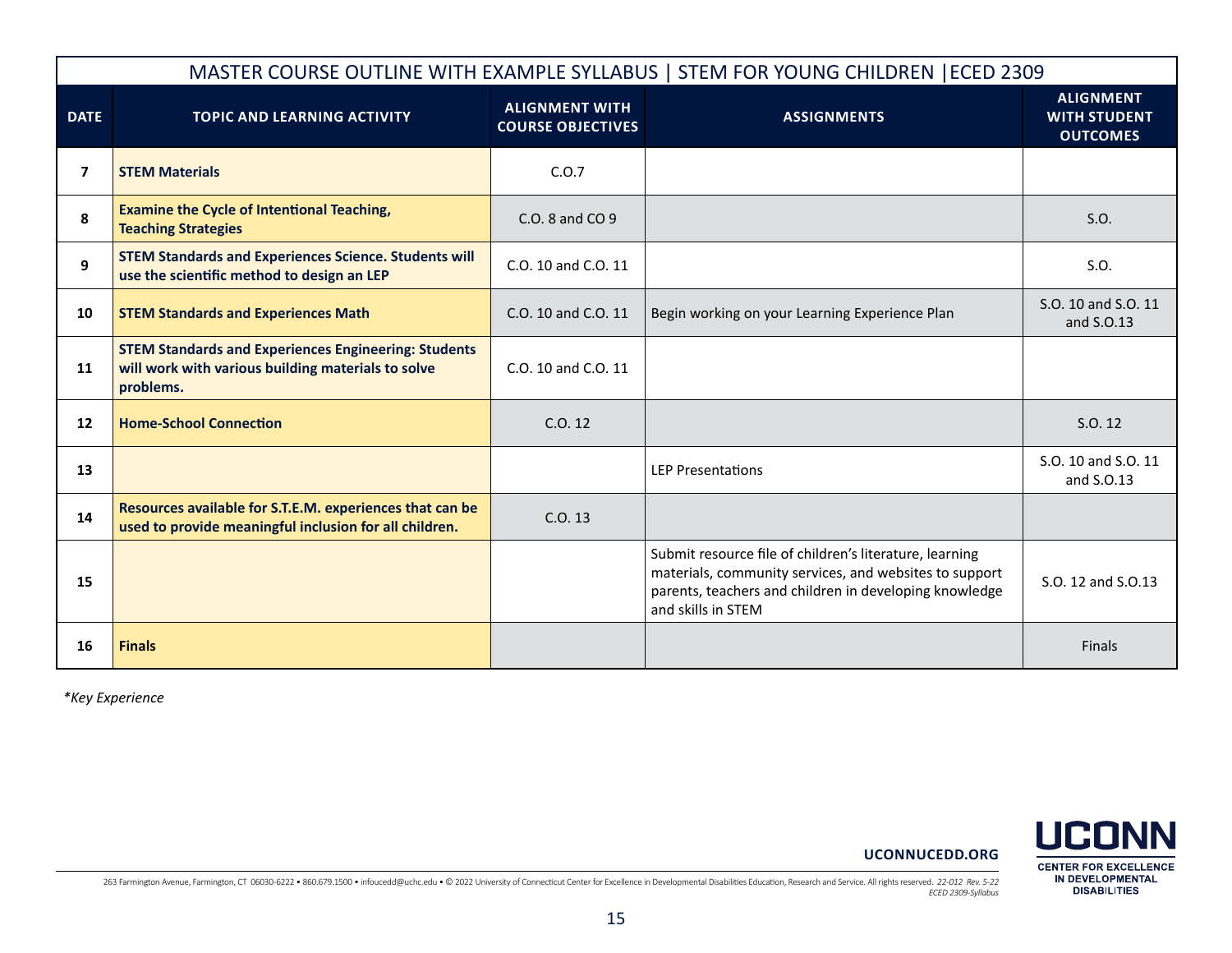## MASTER COURSE OUTLINE WITH EXAMPLE SYLLABUS | STEM FOR YOUNG CHILDREN |ECED 2309

| DATE | TOPIC AND LEARNING ACTIVITY | ALIGNMENT WITH COURSE OBJECTIVES | ASSIGNMENTS | ALIGNMENT WITH STUDENT OUTCOMES |
|---|---|---|---|---|
| 7 | **STEM Materials** | C.O.7 | | |
| 8 | **Examine the Cycle of Intentional Teaching, Teaching Strategies** | C.O. 8 and CO 9 | | S.O. |
| 9 | **STEM Standards and Experiences Science. Students will use the scientific method to design an LEP** | C.O. 10 and C.O. 11 | | S.O. |
| 10 | **STEM Standards and Experiences Math** | C.O. 10 and C.O. 11 | Begin working on your Learning Experience Plan | S.O. 10 and S.O. 11 and S.O.13 |
| 11 | **STEM Standards and Experiences Engineering: Students will work with various building materials to solve problems.** | C.O. 10 and C.O. 11 | | |
| 12 | **Home-School Connection** | C.O. 12 | | S.O. 12 |
| 13 | | | LEP Presentations | S.O. 10 and S.O. 11 and S.O.13 |
| 14 | **Resources available for S.T.E.M. experiences that can be used to provide meaningful inclusion for all children.** | C.O. 13 | | |
| 15 | | | Submit resource file of children's literature, learning materials, community services, and websites to support parents, teachers and children in developing knowledge and skills in STEM | S.O. 12 and S.O.13 |
| 16 | **Finals** | | | Finals |

*\*Key Experience*